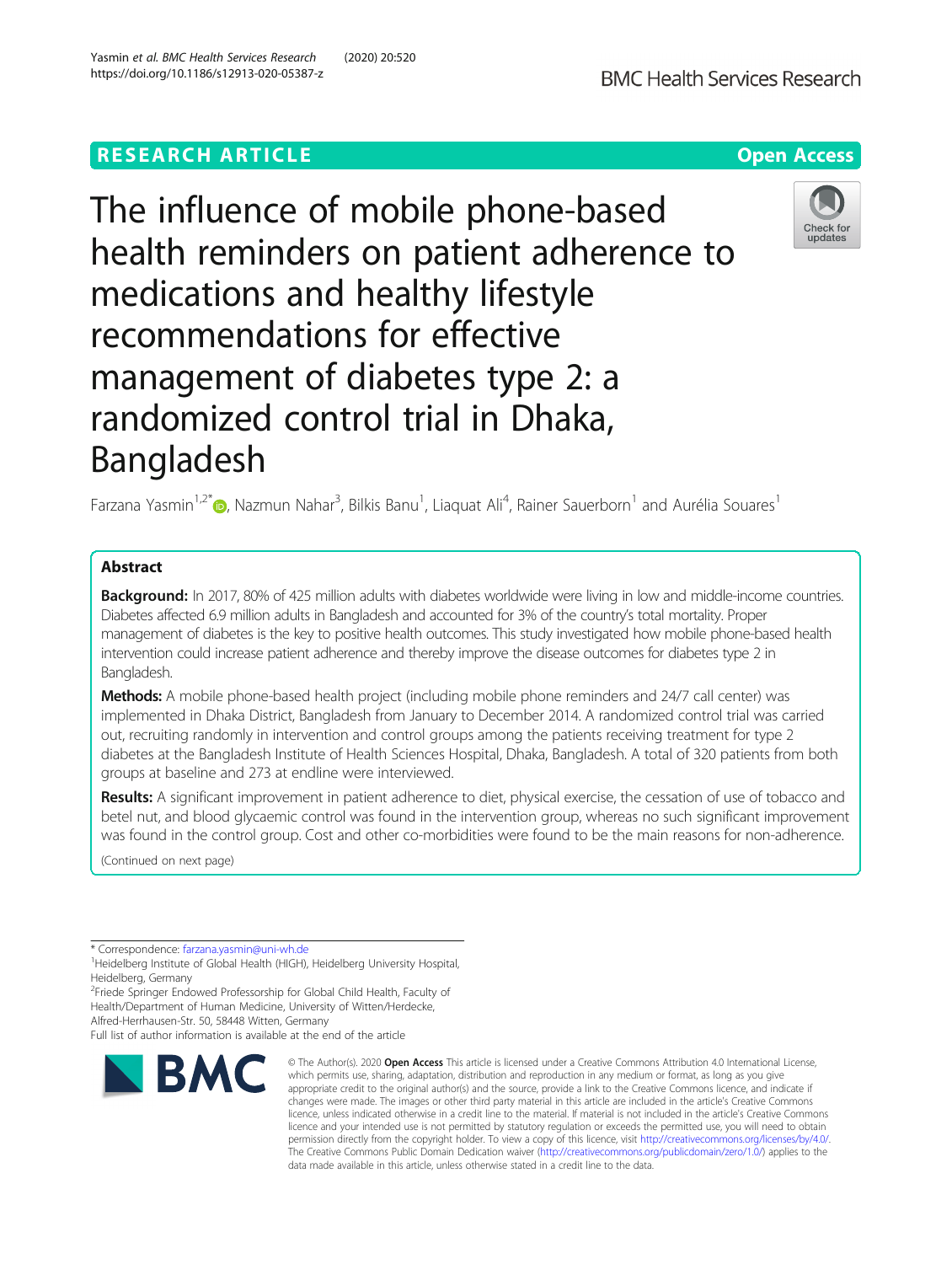RESEARCH ARTICLE

Open Access

# The influence of mobile phone-based health reminders on patient adherence to medications and healthy lifestyle recommendations for effective management of diabetes type 2: a randomized control trial in Dhaka, Bangladesh

Farzana Yasmin[1,2*], Nazmun Nahar[3], Bilkis Banu[1], Liaquat Ali[4], Rainer Sauerborn[1] and Aurélia Souares[1]

## Abstract

**Background:** In 2017, 80% of 425 million adults with diabetes worldwide were living in low and middle-income countries. Diabetes affected 6.9 million adults in Bangladesh and accounted for 3% of the country's total mortality. Proper management of diabetes is the key to positive health outcomes. This study investigated how mobile phone-based health intervention could increase patient adherence and thereby improve the disease outcomes for diabetes type 2 in Bangladesh.

**Methods:** A mobile phone-based health project (including mobile phone reminders and 24/7 call center) was implemented in Dhaka District, Bangladesh from January to December 2014. A randomized control trial was carried out, recruiting randomly in intervention and control groups among the patients receiving treatment for type 2 diabetes at the Bangladesh Institute of Health Sciences Hospital, Dhaka, Bangladesh. A total of 320 patients from both groups at baseline and 273 at endline were interviewed.

**Results:** A significant improvement in patient adherence to diet, physical exercise, the cessation of use of tobacco and betel nut, and blood glycaemic control was found in the intervention group, whereas no such significant improvement was found in the control group. Cost and other co-morbidities were found to be the main reasons for non-adherence.

(Continued on next page)

* Correspondence: farzana.yasmin@uni-wh.de

[1]Heidelberg Institute of Global Health (HIGH), Heidelberg University Hospital, Heidelberg, Germany

[2]Friede Springer Endowed Professorship for Global Child Health, Faculty of Health/Department of Human Medicine, University of Witten/Herdecke, Alfred-Herrhausen-Str. 50, 58448 Witten, Germany

Full list of author information is available at the end of the article

© The Author(s). 2020 **Open Access** This article is licensed under a Creative Commons Attribution 4.0 International License, which permits use, sharing, adaptation, distribution and reproduction in any medium or format, as long as you give appropriate credit to the original author(s) and the source, provide a link to the Creative Commons licence, and indicate if changes were made. The images or other third party material in this article are included in the article's Creative Commons licence, unless indicated otherwise in a credit line to the material. If material is not included in the article's Creative Commons licence and your intended use is not permitted by statutory regulation or exceeds the permitted use, you will need to obtain permission directly from the copyright holder. To view a copy of this licence, visit http://creativecommons.org/licenses/by/4.0/. The Creative Commons Public Domain Dedication waiver (http://creativecommons.org/publicdomain/zero/1.0/) applies to the data made available in this article, unless otherwise stated in a credit line to the data.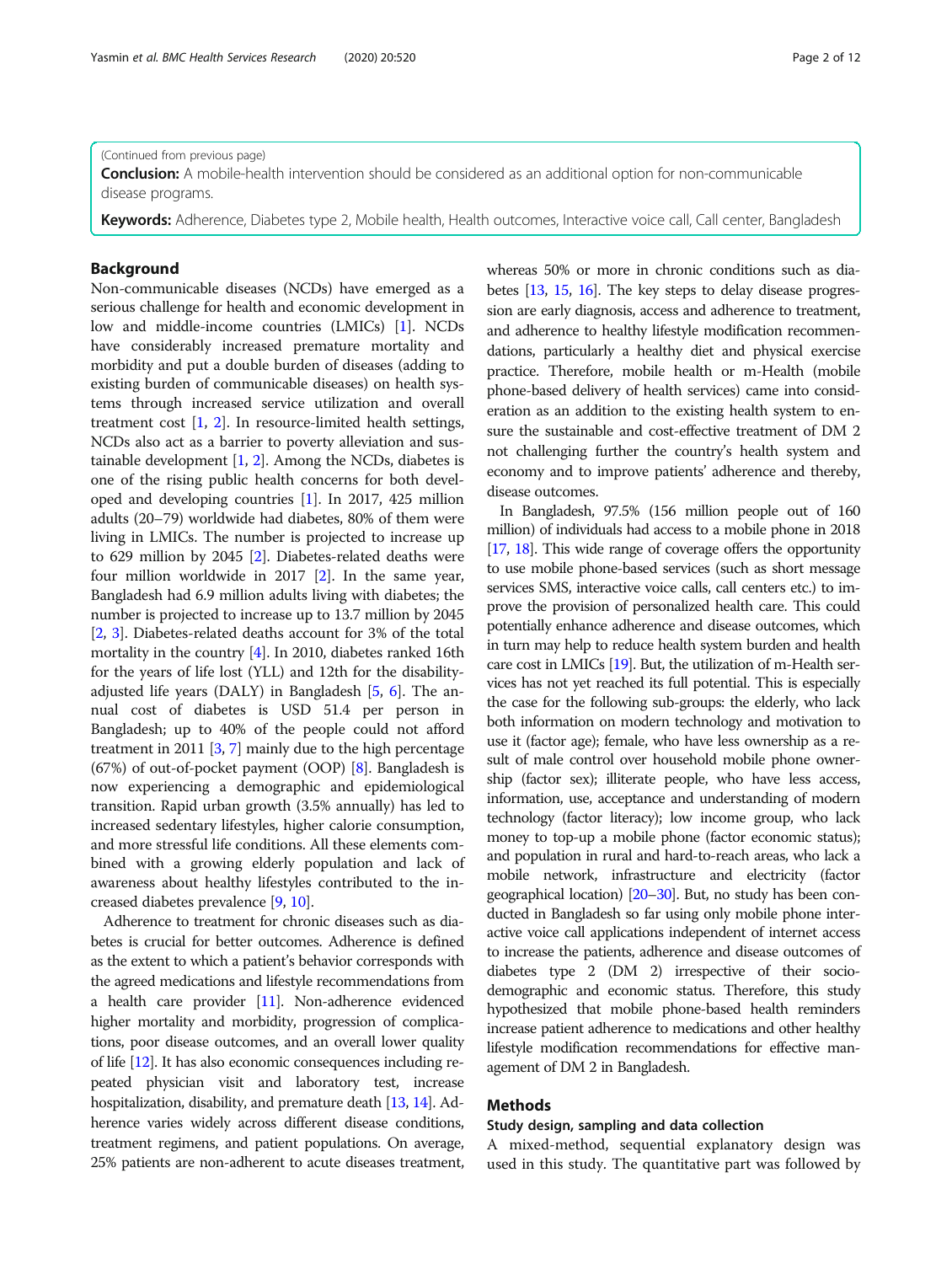(Continued from previous page)

**Conclusion:** A mobile-health intervention should be considered as an additional option for non-communicable disease programs.

**Keywords:** Adherence, Diabetes type 2, Mobile health, Health outcomes, Interactive voice call, Call center, Bangladesh

## Background

Non-communicable diseases (NCDs) have emerged as a serious challenge for health and economic development in low and middle-income countries (LMICs) [1]. NCDs have considerably increased premature mortality and morbidity and put a double burden of diseases (adding to existing burden of communicable diseases) on health systems through increased service utilization and overall treatment cost [1, 2]. In resource-limited health settings, NCDs also act as a barrier to poverty alleviation and sustainable development [1, 2]. Among the NCDs, diabetes is one of the rising public health concerns for both developed and developing countries [1]. In 2017, 425 million adults (20–79) worldwide had diabetes, 80% of them were living in LMICs. The number is projected to increase up to 629 million by 2045 [2]. Diabetes-related deaths were four million worldwide in 2017 [2]. In the same year, Bangladesh had 6.9 million adults living with diabetes; the number is projected to increase up to 13.7 million by 2045 [2, 3]. Diabetes-related deaths account for 3% of the total mortality in the country [4]. In 2010, diabetes ranked 16th for the years of life lost (YLL) and 12th for the disability-adjusted life years (DALY) in Bangladesh [5, 6]. The annual cost of diabetes is USD 51.4 per person in Bangladesh; up to 40% of the people could not afford treatment in 2011 [3, 7] mainly due to the high percentage (67%) of out-of-pocket payment (OOP) [8]. Bangladesh is now experiencing a demographic and epidemiological transition. Rapid urban growth (3.5% annually) has led to increased sedentary lifestyles, higher calorie consumption, and more stressful life conditions. All these elements combined with a growing elderly population and lack of awareness about healthy lifestyles contributed to the increased diabetes prevalence [9, 10].

Adherence to treatment for chronic diseases such as diabetes is crucial for better outcomes. Adherence is defined as the extent to which a patient's behavior corresponds with the agreed medications and lifestyle recommendations from a health care provider [11]. Non-adherence evidenced higher mortality and morbidity, progression of complications, poor disease outcomes, and an overall lower quality of life [12]. It has also economic consequences including repeated physician visit and laboratory test, increase hospitalization, disability, and premature death [13, 14]. Adherence varies widely across different disease conditions, treatment regimens, and patient populations. On average, 25% patients are non-adherent to acute diseases treatment, whereas 50% or more in chronic conditions such as diabetes [13, 15, 16]. The key steps to delay disease progression are early diagnosis, access and adherence to treatment, and adherence to healthy lifestyle modification recommendations, particularly a healthy diet and physical exercise practice. Therefore, mobile health or m-Health (mobile phone-based delivery of health services) came into consideration as an addition to the existing health system to ensure the sustainable and cost-effective treatment of DM 2 not challenging further the country's health system and economy and to improve patients' adherence and thereby, disease outcomes.

In Bangladesh, 97.5% (156 million people out of 160 million) of individuals had access to a mobile phone in 2018 [17, 18]. This wide range of coverage offers the opportunity to use mobile phone-based services (such as short message services SMS, interactive voice calls, call centers etc.) to improve the provision of personalized health care. This could potentially enhance adherence and disease outcomes, which in turn may help to reduce health system burden and health care cost in LMICs [19]. But, the utilization of m-Health services has not yet reached its full potential. This is especially the case for the following sub-groups: the elderly, who lack both information on modern technology and motivation to use it (factor age); female, who have less ownership as a result of male control over household mobile phone ownership (factor sex); illiterate people, who have less access, information, use, acceptance and understanding of modern technology (factor literacy); low income group, who lack money to top-up a mobile phone (factor economic status); and population in rural and hard-to-reach areas, who lack a mobile network, infrastructure and electricity (factor geographical location) [20–30]. But, no study has been conducted in Bangladesh so far using only mobile phone interactive voice call applications independent of internet access to increase the patients, adherence and disease outcomes of diabetes type 2 (DM 2) irrespective of their socio-demographic and economic status. Therefore, this study hypothesized that mobile phone-based health reminders increase patient adherence to medications and other healthy lifestyle modification recommendations for effective management of DM 2 in Bangladesh.

## Methods

### Study design, sampling and data collection

A mixed-method, sequential explanatory design was used in this study. The quantitative part was followed by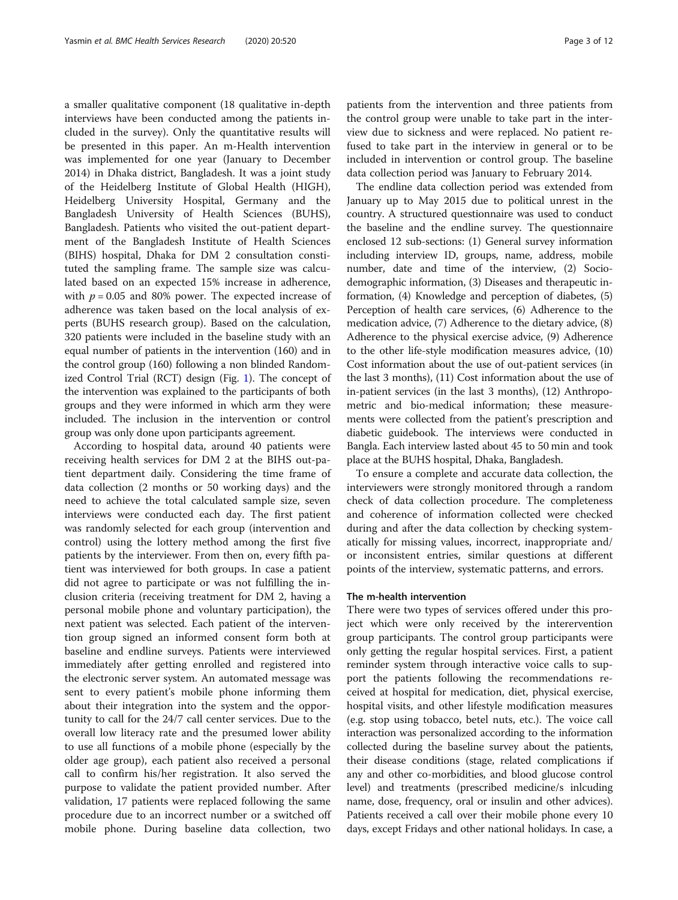a smaller qualitative component (18 qualitative in-depth interviews have been conducted among the patients included in the survey). Only the quantitative results will be presented in this paper. An m-Health intervention was implemented for one year (January to December 2014) in Dhaka district, Bangladesh. It was a joint study of the Heidelberg Institute of Global Health (HIGH), Heidelberg University Hospital, Germany and the Bangladesh University of Health Sciences (BUHS), Bangladesh. Patients who visited the out-patient department of the Bangladesh Institute of Health Sciences (BIHS) hospital, Dhaka for DM 2 consultation constituted the sampling frame. The sample size was calculated based on an expected 15% increase in adherence, with $p = 0.05$ and 80% power. The expected increase of adherence was taken based on the local analysis of experts (BUHS research group). Based on the calculation, 320 patients were included in the baseline study with an equal number of patients in the intervention (160) and in the control group (160) following a non blinded Randomized Control Trial (RCT) design (Fig. 1). The concept of the intervention was explained to the participants of both groups and they were informed in which arm they were included. The inclusion in the intervention or control group was only done upon participants agreement.

According to hospital data, around 40 patients were receiving health services for DM 2 at the BIHS out-patient department daily. Considering the time frame of data collection (2 months or 50 working days) and the need to achieve the total calculated sample size, seven interviews were conducted each day. The first patient was randomly selected for each group (intervention and control) using the lottery method among the first five patients by the interviewer. From then on, every fifth patient was interviewed for both groups. In case a patient did not agree to participate or was not fulfilling the inclusion criteria (receiving treatment for DM 2, having a personal mobile phone and voluntary participation), the next patient was selected. Each patient of the intervention group signed an informed consent form both at baseline and endline surveys. Patients were interviewed immediately after getting enrolled and registered into the electronic server system. An automated message was sent to every patient's mobile phone informing them about their integration into the system and the opportunity to call for the 24/7 call center services. Due to the overall low literacy rate and the presumed lower ability to use all functions of a mobile phone (especially by the older age group), each patient also received a personal call to confirm his/her registration. It also served the purpose to validate the patient provided number. After validation, 17 patients were replaced following the same procedure due to an incorrect number or a switched off mobile phone. During baseline data collection, two patients from the intervention and three patients from the control group were unable to take part in the interview due to sickness and were replaced. No patient refused to take part in the interview in general or to be included in intervention or control group. The baseline data collection period was January to February 2014.

The endline data collection period was extended from January up to May 2015 due to political unrest in the country. A structured questionnaire was used to conduct the baseline and the endline survey. The questionnaire enclosed 12 sub-sections: (1) General survey information including interview ID, groups, name, address, mobile number, date and time of the interview, (2) Socio-demographic information, (3) Diseases and therapeutic information, (4) Knowledge and perception of diabetes, (5) Perception of health care services, (6) Adherence to the medication advice, (7) Adherence to the dietary advice, (8) Adherence to the physical exercise advice, (9) Adherence to the other life-style modification measures advice, (10) Cost information about the use of out-patient services (in the last 3 months), (11) Cost information about the use of in-patient services (in the last 3 months), (12) Anthropometric and bio-medical information; these measurements were collected from the patient's prescription and diabetic guidebook. The interviews were conducted in Bangla. Each interview lasted about 45 to 50 min and took place at the BUHS hospital, Dhaka, Bangladesh.

To ensure a complete and accurate data collection, the interviewers were strongly monitored through a random check of data collection procedure. The completeness and coherence of information collected were checked during and after the data collection by checking systematically for missing values, incorrect, inappropriate and/or inconsistent entries, similar questions at different points of the interview, systematic patterns, and errors.

### The m-health intervention

There were two types of services offered under this project which were only received by the interervention group participants. The control group participants were only getting the regular hospital services. First, a patient reminder system through interactive voice calls to support the patients following the recommendations received at hospital for medication, diet, physical exercise, hospital visits, and other lifestyle modification measures (e.g. stop using tobacco, betel nuts, etc.). The voice call interaction was personalized according to the information collected during the baseline survey about the patients, their disease conditions (stage, related complications if any and other co-morbidities, and blood glucose control level) and treatments (prescribed medicine/s inlcuding name, dose, frequency, oral or insulin and other advices). Patients received a call over their mobile phone every 10 days, except Fridays and other national holidays. In case, a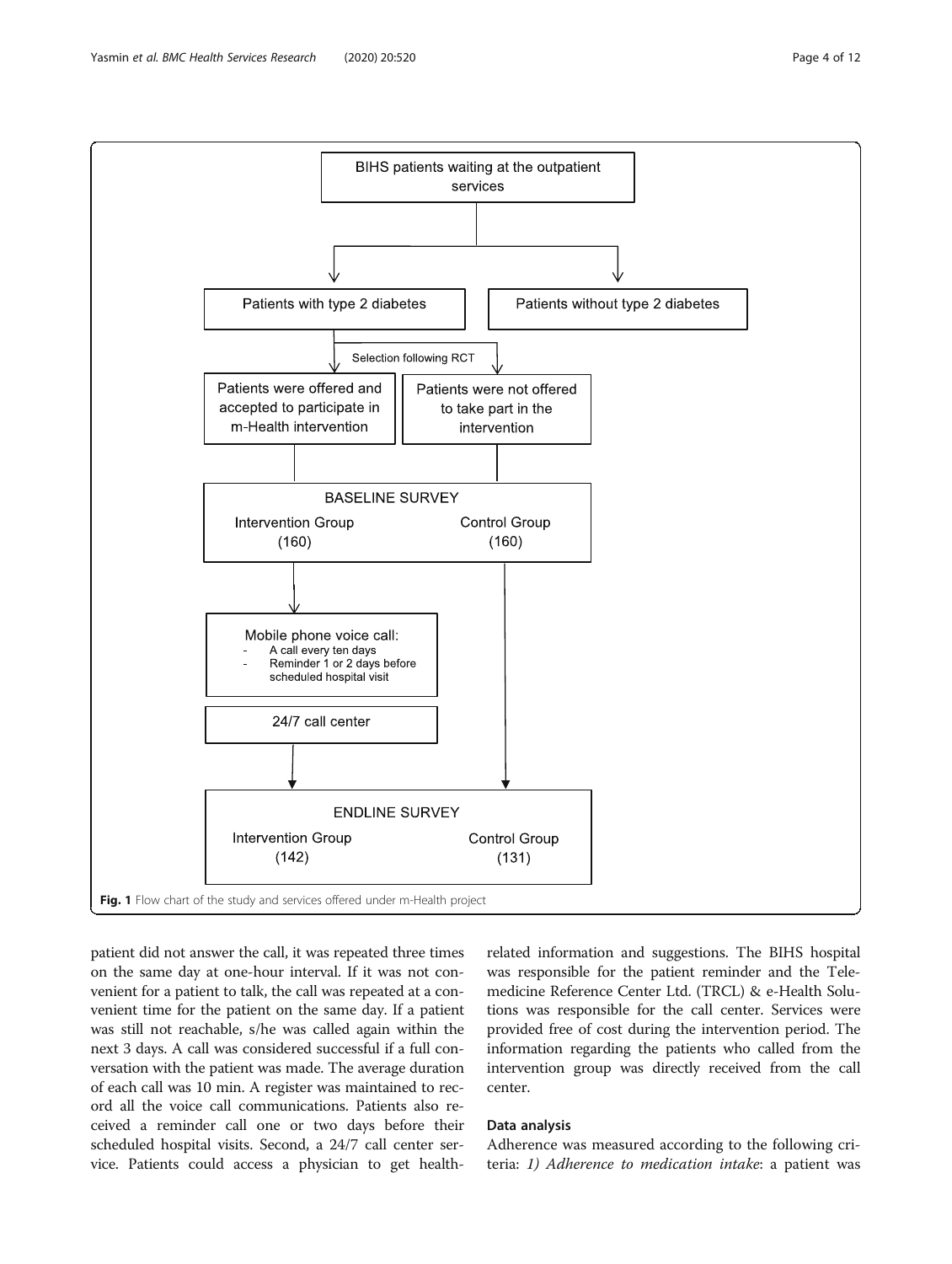BIHS patients waiting at the outpatient services

Patients with type 2 diabetes

Patients without type 2 diabetes

Selection following RCT

Patients were offered and accepted to participate in m-Health intervention

Patients were not offered to take part in the intervention

BASELINE SURVEY

Intervention Group (160)

Control Group (160)

Mobile phone voice call:
- A call every ten days
- Reminder 1 or 2 days before scheduled hospital visit

24/7 call center

ENDLINE SURVEY

Intervention Group (142)

Control Group (131)

**Fig. 1** Flow chart of the study and services offered under m-Health project

patient did not answer the call, it was repeated three times on the same day at one-hour interval. If it was not convenient for a patient to talk, the call was repeated at a convenient time for the patient on the same day. If a patient was still not reachable, s/he was called again within the next 3 days. A call was considered successful if a full conversation with the patient was made. The average duration of each call was 10 min. A register was maintained to record all the voice call communications. Patients also received a reminder call one or two days before their scheduled hospital visits. Second, a 24/7 call center service. Patients could access a physician to get health-related information and suggestions. The BIHS hospital was responsible for the patient reminder and the Telemedicine Reference Center Ltd. (TRCL) & e-Health Solutions was responsible for the call center. Services were provided free of cost during the intervention period. The information regarding the patients who called from the intervention group was directly received from the call center.

#### Data analysis

Adherence was measured according to the following criteria: *1) Adherence to medication intake*: a patient was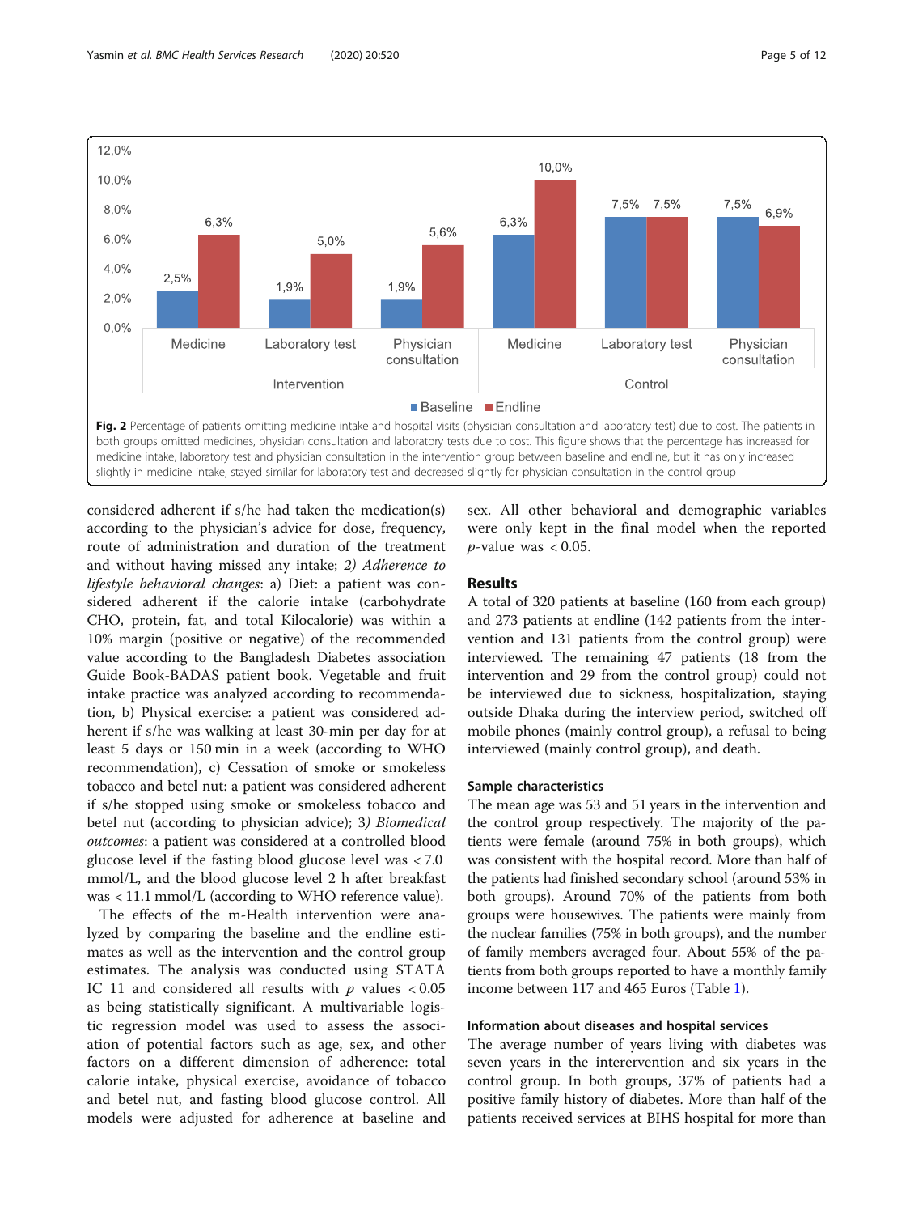**Fig. 2** Percentage of patients omitting medicine intake and hospital visits (physician consultation and laboratory test) due to cost. The patients in both groups omitted medicines, physician consultation and laboratory tests due to cost. This figure shows that the percentage has increased for medicine intake, laboratory test and physician consultation in the intervention group between baseline and endline, but it has only increased slightly in medicine intake, stayed similar for laboratory test and decreased slightly for physician consultation in the control group

considered adherent if s/he had taken the medication(s) according to the physician's advice for dose, frequency, route of administration and duration of the treatment and without having missed any intake; 2) *Adherence to lifestyle behavioral changes*: a) Diet: a patient was considered adherent if the calorie intake (carbohydrate CHO, protein, fat, and total Kilocalorie) was within a 10% margin (positive or negative) of the recommended value according to the Bangladesh Diabetes association Guide Book-BADAS patient book. Vegetable and fruit intake practice was analyzed according to recommendation, b) Physical exercise: a patient was considered adherent if s/he was walking at least 30-min per day for at least 5 days or 150 min in a week (according to WHO recommendation), c) Cessation of smoke or smokeless tobacco and betel nut: a patient was considered adherent if s/he stopped using smoke or smokeless tobacco and betel nut (according to physician advice); 3) *Biomedical outcomes*: a patient was considered at a controlled blood glucose level if the fasting blood glucose level was < 7.0 mmol/L, and the blood glucose level 2 h after breakfast was < 11.1 mmol/L (according to WHO reference value).

The effects of the m-Health intervention were analyzed by comparing the baseline and the endline estimates as well as the intervention and the control group estimates. The analysis was conducted using STATA IC 11 and considered all results with $p$ values $< 0.05$ as being statistically significant. A multivariable logistic regression model was used to assess the association of potential factors such as age, sex, and other factors on a different dimension of adherence: total calorie intake, physical exercise, avoidance of tobacco and betel nut, and fasting blood glucose control. All models were adjusted for adherence at baseline and sex. All other behavioral and demographic variables were only kept in the final model when the reported $p$-value was $< 0.05$.

## Results

A total of 320 patients at baseline (160 from each group) and 273 patients at endline (142 patients from the intervention and 131 patients from the control group) were interviewed. The remaining 47 patients (18 from the intervention and 29 from the control group) could not be interviewed due to sickness, hospitalization, staying outside Dhaka during the interview period, switched off mobile phones (mainly control group), a refusal to being interviewed (mainly control group), and death.

### Sample characteristics

The mean age was 53 and 51 years in the intervention and the control group respectively. The majority of the patients were female (around 75% in both groups), which was consistent with the hospital record. More than half of the patients had finished secondary school (around 53% in both groups). Around 70% of the patients from both groups were housewives. The patients were mainly from the nuclear families (75% in both groups), and the number of family members averaged four. About 55% of the patients from both groups reported to have a monthly family income between 117 and 465 Euros (Table 1).

### Information about diseases and hospital services

The average number of years living with diabetes was seven years in the interervention and six years in the control group. In both groups, 37% of patients had a positive family history of diabetes. More than half of the patients received services at BIHS hospital for more than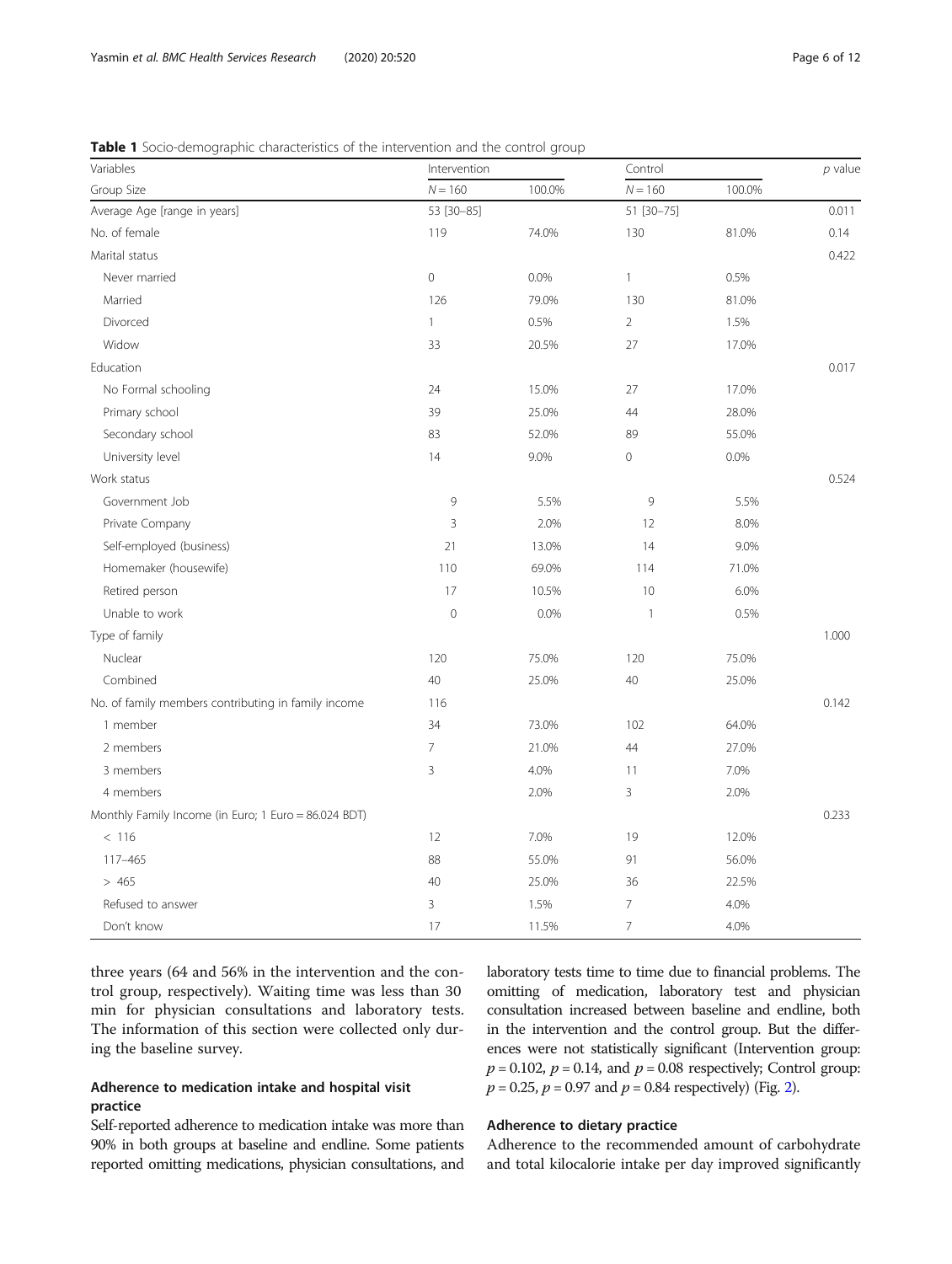**Table 1** Socio-demographic characteristics of the intervention and the control group

| Variables | Intervention | | Control | | *p* value |
|---|---|---|---|---|---|
| Group Size | *N* = 160 | 100.0% | *N* = 160 | 100.0% | |
| Average Age [range in years] | 53 [30–85] | | 51 [30–75] | | 0.011 |
| No. of female | 119 | 74.0% | 130 | 81.0% | 0.14 |
| Marital status | | | | | 0.422 |
| Never married | 0 | 0.0% | 1 | 0.5% | |
| Married | 126 | 79.0% | 130 | 81.0% | |
| Divorced | 1 | 0.5% | 2 | 1.5% | |
| Widow | 33 | 20.5% | 27 | 17.0% | |
| Education | | | | | 0.017 |
| No Formal schooling | 24 | 15.0% | 27 | 17.0% | |
| Primary school | 39 | 25.0% | 44 | 28.0% | |
| Secondary school | 83 | 52.0% | 89 | 55.0% | |
| University level | 14 | 9.0% | 0 | 0.0% | |
| Work status | | | | | 0.524 |
| Government Job | 9 | 5.5% | 9 | 5.5% | |
| Private Company | 3 | 2.0% | 12 | 8.0% | |
| Self-employed (business) | 21 | 13.0% | 14 | 9.0% | |
| Homemaker (housewife) | 110 | 69.0% | 114 | 71.0% | |
| Retired person | 17 | 10.5% | 10 | 6.0% | |
| Unable to work | 0 | 0.0% | 1 | 0.5% | |
| Type of family | | | | | 1.000 |
| Nuclear | 120 | 75.0% | 120 | 75.0% | |
| Combined | 40 | 25.0% | 40 | 25.0% | |
| No. of family members contributing in family income | 116 | | | | 0.142 |
| 1 member | 34 | 73.0% | 102 | 64.0% | |
| 2 members | 7 | 21.0% | 44 | 27.0% | |
| 3 members | 3 | 4.0% | 11 | 7.0% | |
| 4 members | | 2.0% | 3 | 2.0% | |
| Monthly Family Income (in Euro; 1 Euro = 86.024 BDT) | | | | | 0.233 |
| < 116 | 12 | 7.0% | 19 | 12.0% | |
| 117–465 | 88 | 55.0% | 91 | 56.0% | |
| > 465 | 40 | 25.0% | 36 | 22.5% | |
| Refused to answer | 3 | 1.5% | 7 | 4.0% | |
| Don't know | 17 | 11.5% | 7 | 4.0% | |

three years (64 and 56% in the intervention and the control group, respectively). Waiting time was less than 30 min for physician consultations and laboratory tests. The information of this section were collected only during the baseline survey.

### Adherence to medication intake and hospital visit practice

Self-reported adherence to medication intake was more than 90% in both groups at baseline and endline. Some patients reported omitting medications, physician consultations, and laboratory tests time to time due to financial problems. The omitting of medication, laboratory test and physician consultation increased between baseline and endline, both in the intervention and the control group. But the differences were not statistically significant (Intervention group: $p = 0.102$, $p = 0.14$, and $p = 0.08$ respectively; Control group: $p = 0.25$, $p = 0.97$ and $p = 0.84$ respectively) (Fig. 2).

### Adherence to dietary practice

Adherence to the recommended amount of carbohydrate and total kilocalorie intake per day improved significantly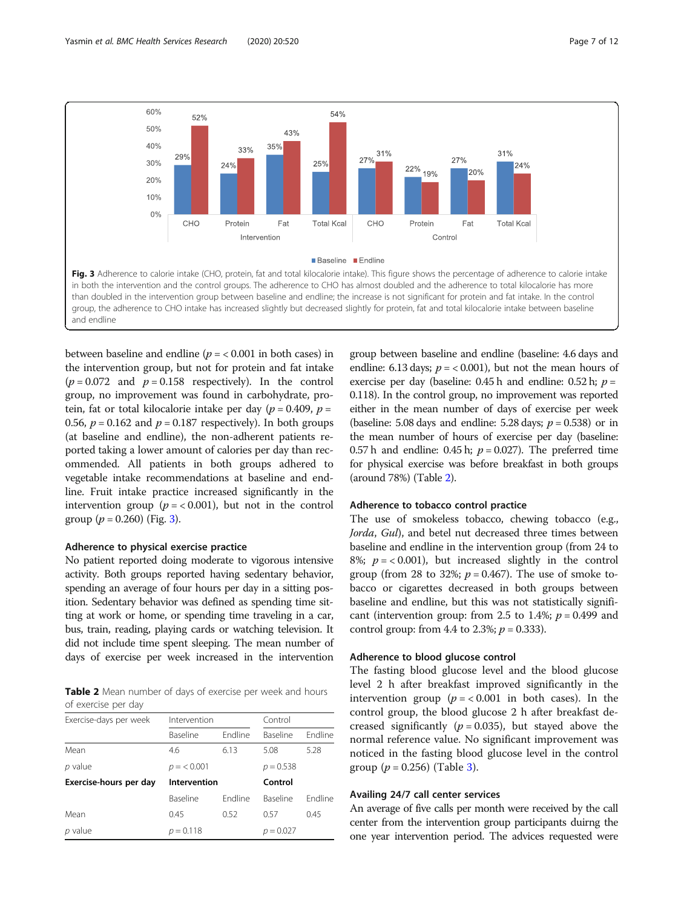Fig. 3 Adherence to calorie intake (CHO, protein, fat and total kilocalorie intake). This figure shows the percentage of adherence to calorie intake in both the intervention and the control groups. The adherence to CHO has almost doubled and the adherence to total kilocalorie has more than doubled in the intervention group between baseline and endline; the increase is not significant for protein and fat intake. In the control group, the adherence to CHO intake has increased slightly but decreased slightly for protein, fat and total kilocalorie intake between baseline and endline

between baseline and endline ($p = < 0.001$ in both cases) in the intervention group, but not for protein and fat intake ($p = 0.072$ and $p = 0.158$ respectively). In the control group, no improvement was found in carbohydrate, protein, fat or total kilocalorie intake per day ($p = 0.409$, $p = 0.56$, $p = 0.162$ and $p = 0.187$ respectively). In both groups (at baseline and endline), the non-adherent patients reported taking a lower amount of calories per day than recommended. All patients in both groups adhered to vegetable intake recommendations at baseline and endline. Fruit intake practice increased significantly in the intervention group ($p = < 0.001$), but not in the control group ($p = 0.260$) (Fig. 3).

### Adherence to physical exercise practice

No patient reported doing moderate to vigorous intensive activity. Both groups reported having sedentary behavior, spending an average of four hours per day in a sitting position. Sedentary behavior was defined as spending time sitting at work or home, or spending time traveling in a car, bus, train, reading, playing cards or watching television. It did not include time spent sleeping. The mean number of days of exercise per week increased in the intervention group between baseline and endline (baseline: 4.6 days and endline: 6.13 days; $p = < 0.001$), but not the mean hours of exercise per day (baseline: 0.45 h and endline: 0.52 h; $p = 0.118$). In the control group, no improvement was reported either in the mean number of days of exercise per week (baseline: 5.08 days and endline: 5.28 days; $p = 0.538$) or in the mean number of hours of exercise per day (baseline: 0.57 h and endline: 0.45 h; $p = 0.027$). The preferred time for physical exercise was before breakfast in both groups (around 78%) (Table 2).

**Table 2** Mean number of days of exercise per week and hours of exercise per day

| Exercise-days per week | Intervention | | Control | |
|---|---|---|---|---|
| | Baseline | Endline | Baseline | Endline |
| Mean | 4.6 | 6.13 | 5.08 | 5.28 |
| *p* value | $p = < 0.001$ | | $p = 0.538$ | |
| **Exercise-hours per day** | **Intervention** | | **Control** | |
| | Baseline | Endline | Baseline | Endline |
| Mean | 0.45 | 0.52 | 0.57 | 0.45 |
| *p* value | $p = 0.118$ | | $p = 0.027$ | |

### Adherence to tobacco control practice

The use of smokeless tobacco, chewing tobacco (e.g., *Jorda*, *Gul*), and betel nut decreased three times between baseline and endline in the intervention group (from 24 to 8%; $p = < 0.001$), but increased slightly in the control group (from 28 to 32%; $p = 0.467$). The use of smoke tobacco or cigarettes decreased in both groups between baseline and endline, but this was not statistically significant (intervention group: from 2.5 to 1.4%; $p = 0.499$ and control group: from 4.4 to 2.3%; $p = 0.333$).

### Adherence to blood glucose control

The fasting blood glucose level and the blood glucose level 2 h after breakfast improved significantly in the intervention group ($p = < 0.001$ in both cases). In the control group, the blood glucose 2 h after breakfast decreased significantly ($p = 0.035$), but stayed above the normal reference value. No significant improvement was noticed in the fasting blood glucose level in the control group ($p = 0.256$) (Table 3).

### Availing 24/7 call center services

An average of five calls per month were received by the call center from the intervention group participants duirng the one year intervention period. The advices requested were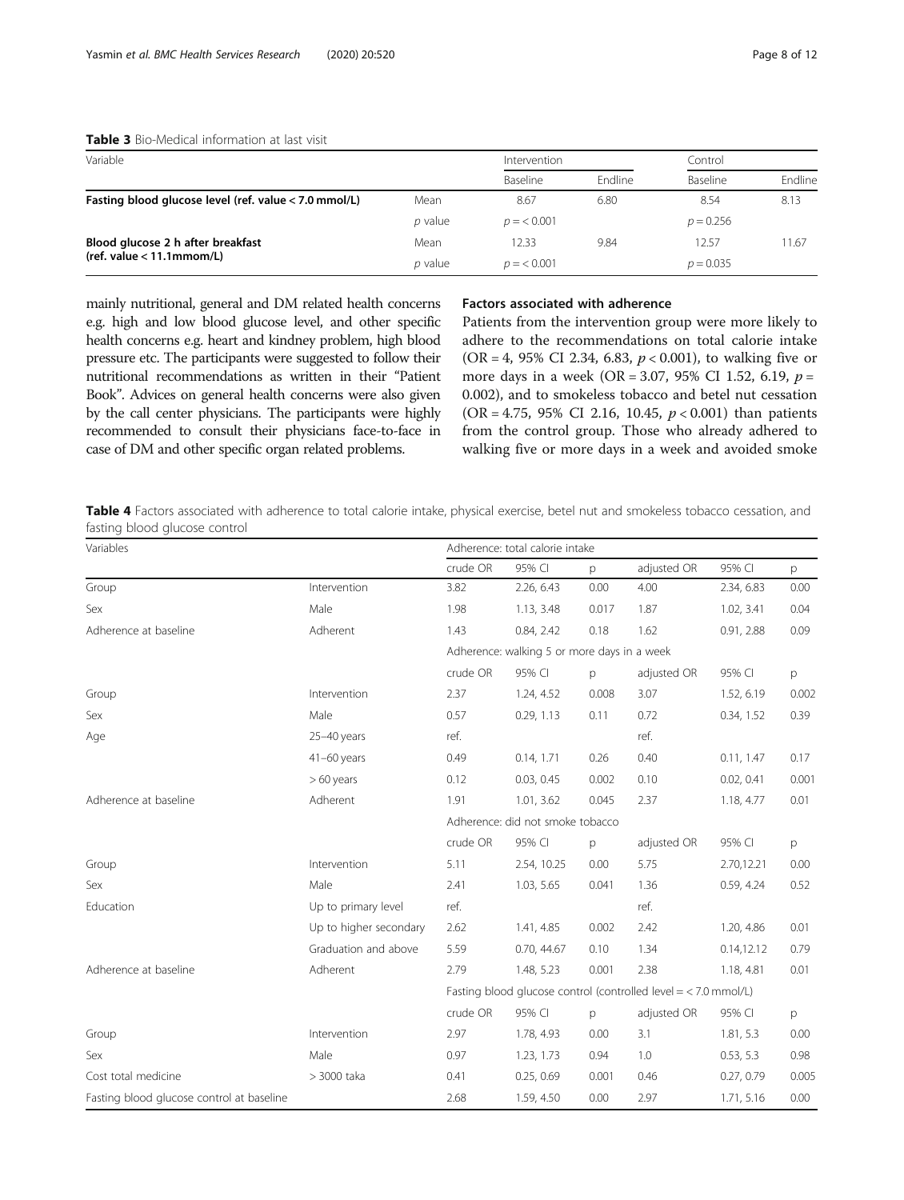**Table 3** Bio-Medical information at last visit

| Variable | | Intervention | | Control | |
|---|---|---|---|---|---|
| | | Baseline | Endline | Baseline | Endline |
| **Fasting blood glucose level (ref. value < 7.0 mmol/L)** | Mean | 8.67 | 6.80 | 8.54 | 8.13 |
| | *p* value | $p = < 0.001$ | | $p = 0.256$ | |
| **Blood glucose 2 h after breakfast (ref. value < 11.1mmom/L)** | Mean | 12.33 | 9.84 | 12.57 | 11.67 |
| | *p* value | $p = < 0.001$ | | $p = 0.035$ | |

mainly nutritional, general and DM related health concerns e.g. high and low blood glucose level, and other specific health concerns e.g. heart and kindney problem, high blood pressure etc. The participants were suggested to follow their nutritional recommendations as written in their "Patient Book". Advices on general health concerns were also given by the call center physicians. The participants were highly recommended to consult their physicians face-to-face in case of DM and other specific organ related problems.

### Factors associated with adherence

Patients from the intervention group were more likely to adhere to the recommendations on total calorie intake (OR = 4, 95% CI 2.34, 6.83, $p < 0.001$), to walking five or more days in a week (OR = 3.07, 95% CI 1.52, 6.19, $p =$ 0.002), and to smokeless tobacco and betel nut cessation (OR = 4.75, 95% CI 2.16, 10.45, $p < 0.001$) than patients from the control group. Those who already adhered to walking five or more days in a week and avoided smoke

**Table 4** Factors associated with adherence to total calorie intake, physical exercise, betel nut and smokeless tobacco cessation, and fasting blood glucose control

| Variables | | Adherence: total calorie intake | | | | | |
|---|---|---|---|---|---|---|---|
| | | crude OR | 95% CI | p | adjusted OR | 95% CI | p |
| Group | Intervention | 3.82 | 2.26, 6.43 | 0.00 | 4.00 | 2.34, 6.83 | 0.00 |
| Sex | Male | 1.98 | 1.13, 3.48 | 0.017 | 1.87 | 1.02, 3.41 | 0.04 |
| Adherence at baseline | Adherent | 1.43 | 0.84, 2.42 | 0.18 | 1.62 | 0.91, 2.88 | 0.09 |
| | | Adherence: walking 5 or more days in a week | | | | | |
| | | crude OR | 95% CI | p | adjusted OR | 95% CI | p |
| Group | Intervention | 2.37 | 1.24, 4.52 | 0.008 | 3.07 | 1.52, 6.19 | 0.002 |
| Sex | Male | 0.57 | 0.29, 1.13 | 0.11 | 0.72 | 0.34, 1.52 | 0.39 |
| Age | 25–40 years | ref. | | | ref. | | |
| | 41–60 years | 0.49 | 0.14, 1.71 | 0.26 | 0.40 | 0.11, 1.47 | 0.17 |
| | > 60 years | 0.12 | 0.03, 0.45 | 0.002 | 0.10 | 0.02, 0.41 | 0.001 |
| Adherence at baseline | Adherent | 1.91 | 1.01, 3.62 | 0.045 | 2.37 | 1.18, 4.77 | 0.01 |
| | | Adherence: did not smoke tobacco | | | | | |
| | | crude OR | 95% CI | p | adjusted OR | 95% CI | p |
| Group | Intervention | 5.11 | 2.54, 10.25 | 0.00 | 5.75 | 2.70,12.21 | 0.00 |
| Sex | Male | 2.41 | 1.03, 5.65 | 0.041 | 1.36 | 0.59, 4.24 | 0.52 |
| Education | Up to primary level | ref. | | | ref. | | |
| | Up to higher secondary | 2.62 | 1.41, 4.85 | 0.002 | 2.42 | 1.20, 4.86 | 0.01 |
| | Graduation and above | 5.59 | 0.70, 44.67 | 0.10 | 1.34 | 0.14,12.12 | 0.79 |
| Adherence at baseline | Adherent | 2.79 | 1.48, 5.23 | 0.001 | 2.38 | 1.18, 4.81 | 0.01 |
| | | Fasting blood glucose control (controlled level = < 7.0 mmol/L) | | | | | |
| | | crude OR | 95% CI | p | adjusted OR | 95% CI | p |
| Group | Intervention | 2.97 | 1.78, 4.93 | 0.00 | 3.1 | 1.81, 5.3 | 0.00 |
| Sex | Male | 0.97 | 1.23, 1.73 | 0.94 | 1.0 | 0.53, 5.3 | 0.98 |
| Cost total medicine | > 3000 taka | 0.41 | 0.25, 0.69 | 0.001 | 0.46 | 0.27, 0.79 | 0.005 |
| Fasting blood glucose control at baseline | | 2.68 | 1.59, 4.50 | 0.00 | 2.97 | 1.71, 5.16 | 0.00 |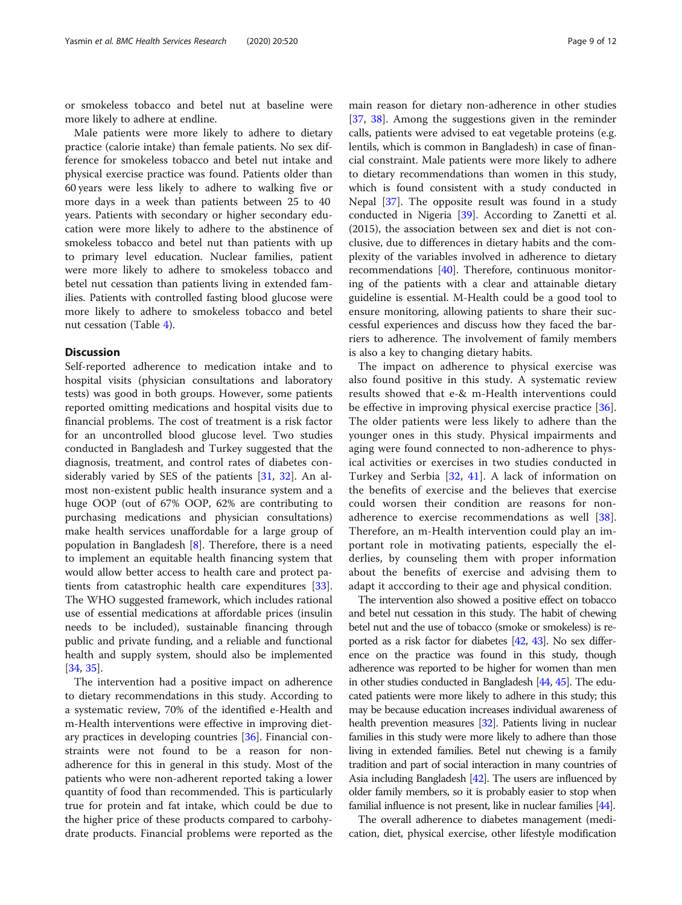or smokeless tobacco and betel nut at baseline were more likely to adhere at endline.

Male patients were more likely to adhere to dietary practice (calorie intake) than female patients. No sex difference for smokeless tobacco and betel nut intake and physical exercise practice was found. Patients older than 60 years were less likely to adhere to walking five or more days in a week than patients between 25 to 40 years. Patients with secondary or higher secondary education were more likely to adhere to the abstinence of smokeless tobacco and betel nut than patients with up to primary level education. Nuclear families, patient were more likely to adhere to smokeless tobacco and betel nut cessation than patients living in extended families. Patients with controlled fasting blood glucose were more likely to adhere to smokeless tobacco and betel nut cessation (Table 4).

## Discussion

Self-reported adherence to medication intake and to hospital visits (physician consultations and laboratory tests) was good in both groups. However, some patients reported omitting medications and hospital visits due to financial problems. The cost of treatment is a risk factor for an uncontrolled blood glucose level. Two studies conducted in Bangladesh and Turkey suggested that the diagnosis, treatment, and control rates of diabetes considerably varied by SES of the patients [31, 32]. An almost non-existent public health insurance system and a huge OOP (out of 67% OOP, 62% are contributing to purchasing medications and physician consultations) make health services unaffordable for a large group of population in Bangladesh [8]. Therefore, there is a need to implement an equitable health financing system that would allow better access to health care and protect patients from catastrophic health care expenditures [33]. The WHO suggested framework, which includes rational use of essential medications at affordable prices (insulin needs to be included), sustainable financing through public and private funding, and a reliable and functional health and supply system, should also be implemented [34, 35].

The intervention had a positive impact on adherence to dietary recommendations in this study. According to a systematic review, 70% of the identified e-Health and m-Health interventions were effective in improving dietary practices in developing countries [36]. Financial constraints were not found to be a reason for non-adherence for this in general in this study. Most of the patients who were non-adherent reported taking a lower quantity of food than recommended. This is particularly true for protein and fat intake, which could be due to the higher price of these products compared to carbohydrate products. Financial problems were reported as the main reason for dietary non-adherence in other studies [37, 38]. Among the suggestions given in the reminder calls, patients were advised to eat vegetable proteins (e.g. lentils, which is common in Bangladesh) in case of financial constraint. Male patients were more likely to adhere to dietary recommendations than women in this study, which is found consistent with a study conducted in Nepal [37]. The opposite result was found in a study conducted in Nigeria [39]. According to Zanetti et al. (2015), the association between sex and diet is not conclusive, due to differences in dietary habits and the complexity of the variables involved in adherence to dietary recommendations [40]. Therefore, continuous monitoring of the patients with a clear and attainable dietary guideline is essential. M-Health could be a good tool to ensure monitoring, allowing patients to share their successful experiences and discuss how they faced the barriers to adherence. The involvement of family members is also a key to changing dietary habits.

The impact on adherence to physical exercise was also found positive in this study. A systematic review results showed that e-& m-Health interventions could be effective in improving physical exercise practice [36]. The older patients were less likely to adhere than the younger ones in this study. Physical impairments and aging were found connected to non-adherence to physical activities or exercises in two studies conducted in Turkey and Serbia [32, 41]. A lack of information on the benefits of exercise and the believes that exercise could worsen their condition are reasons for non-adherence to exercise recommendations as well [38]. Therefore, an m-Health intervention could play an important role in motivating patients, especially the elderlies, by counseling them with proper information about the benefits of exercise and advising them to adapt it acccording to their age and physical condition.

The intervention also showed a positive effect on tobacco and betel nut cessation in this study. The habit of chewing betel nut and the use of tobacco (smoke or smokeless) is reported as a risk factor for diabetes [42, 43]. No sex difference on the practice was found in this study, though adherence was reported to be higher for women than men in other studies conducted in Bangladesh [44, 45]. The educated patients were more likely to adhere in this study; this may be because education increases individual awareness of health prevention measures [32]. Patients living in nuclear families in this study were more likely to adhere than those living in extended families. Betel nut chewing is a family tradition and part of social interaction in many countries of Asia including Bangladesh [42]. The users are influenced by older family members, so it is probably easier to stop when familial influence is not present, like in nuclear families [44].

The overall adherence to diabetes management (medication, diet, physical exercise, other lifestyle modification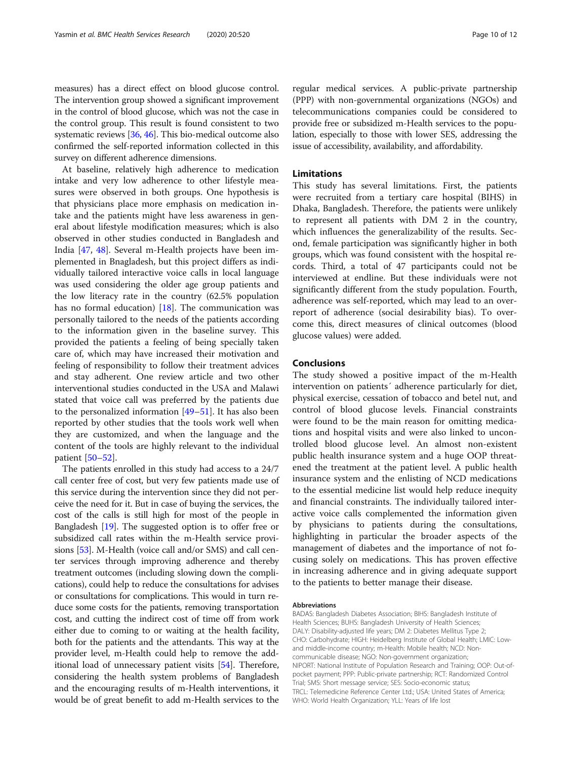measures) has a direct effect on blood glucose control. The intervention group showed a significant improvement in the control of blood glucose, which was not the case in the control group. This result is found consistent to two systematic reviews [36, 46]. This bio-medical outcome also confirmed the self-reported information collected in this survey on different adherence dimensions.

At baseline, relatively high adherence to medication intake and very low adherence to other lifestyle measures were observed in both groups. One hypothesis is that physicians place more emphasis on medication intake and the patients might have less awareness in general about lifestyle modification measures; which is also observed in other studies conducted in Bangladesh and India [47, 48]. Several m-Health projects have been implemented in Bnagladesh, but this project differs as individually tailored interactive voice calls in local language was used considering the older age group patients and the low literacy rate in the country (62.5% population has no formal education) [18]. The communication was personally tailored to the needs of the patients according to the information given in the baseline survey. This provided the patients a feeling of being specially taken care of, which may have increased their motivation and feeling of responsibility to follow their treatment advices and stay adherent. One review article and two other interventional studies conducted in the USA and Malawi stated that voice call was preferred by the patients due to the personalized information [49–51]. It has also been reported by other studies that the tools work well when they are customized, and when the language and the content of the tools are highly relevant to the individual patient [50–52].

The patients enrolled in this study had access to a 24/7 call center free of cost, but very few patients made use of this service during the intervention since they did not perceive the need for it. But in case of buying the services, the cost of the calls is still high for most of the people in Bangladesh [19]. The suggested option is to offer free or subsidized call rates within the m-Health service provisions [53]. M-Health (voice call and/or SMS) and call center services through improving adherence and thereby treatment outcomes (including slowing down the complications), could help to reduce the consultations for advises or consultations for complications. This would in turn reduce some costs for the patients, removing transportation cost, and cutting the indirect cost of time off from work either due to coming to or waiting at the health facility, both for the patients and the attendants. This way at the provider level, m-Health could help to remove the additional load of unnecessary patient visits [54]. Therefore, considering the health system problems of Bangladesh and the encouraging results of m-Health interventions, it would be of great benefit to add m-Health services to the regular medical services. A public-private partnership (PPP) with non-governmental organizations (NGOs) and telecommunications companies could be considered to provide free or subsidized m-Health services to the population, especially to those with lower SES, addressing the issue of accessibility, availability, and affordability.

## Limitations

This study has several limitations. First, the patients were recruited from a tertiary care hospital (BIHS) in Dhaka, Bangladesh. Therefore, the patients were unlikely to represent all patients with DM 2 in the country, which influences the generalizability of the results. Second, female participation was significantly higher in both groups, which was found consistent with the hospital records. Third, a total of 47 participants could not be interviewed at endline. But these individuals were not significantly different from the study population. Fourth, adherence was self-reported, which may lead to an over-report of adherence (social desirability bias). To overcome this, direct measures of clinical outcomes (blood glucose values) were added.

## Conclusions

The study showed a positive impact of the m-Health intervention on patients´ adherence particularly for diet, physical exercise, cessation of tobacco and betel nut, and control of blood glucose levels. Financial constraints were found to be the main reason for omitting medications and hospital visits and were also linked to uncontrolled blood glucose level. An almost non-existent public health insurance system and a huge OOP threatened the treatment at the patient level. A public health insurance system and the enlisting of NCD medications to the essential medicine list would help reduce inequity and financial constraints. The individually tailored interactive voice calls complemented the information given by physicians to patients during the consultations, highlighting in particular the broader aspects of the management of diabetes and the importance of not focusing solely on medications. This has proven effective in increasing adherence and in giving adequate support to the patients to better manage their disease.

### Abbreviations

BADAS: Bangladesh Diabetes Association; BIHS: Bangladesh Institute of Health Sciences; BUHS: Bangladesh University of Health Sciences; DALY: Disability-adjusted life years; DM 2: Diabetes Mellitus Type 2; CHO: Carbohydrate; HIGH: Heidelberg Institute of Global Health; LMIC: Low- and middle-income country; m-Health: Mobile health; NCD: Non-communicable disease; NGO: Non-government organization; NIPORT: National Institute of Population Research and Training; OOP: Out-of-pocket payment; PPP: Public-private partnership; RCT: Randomized Control Trial; SMS: Short message service; SES: Socio-economic status; TRCL: Telemedicine Reference Center Ltd.; USA: United States of America; WHO: World Health Organization; YLL: Years of life lost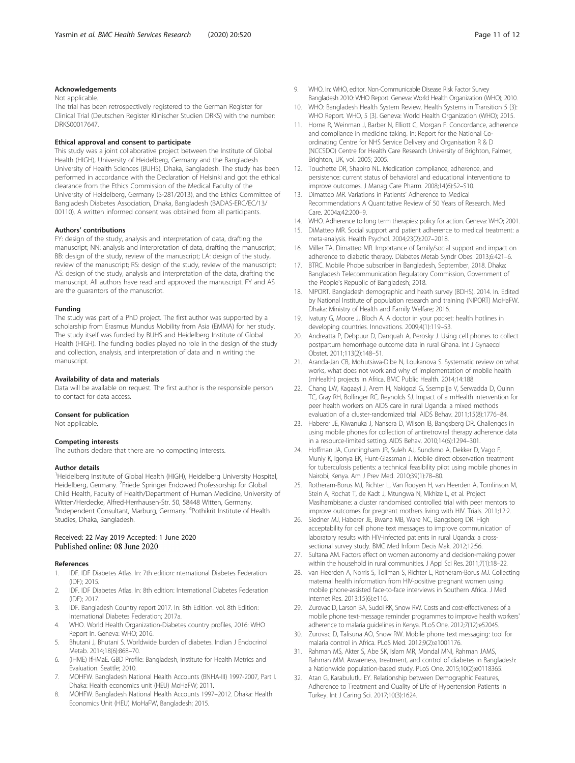## Acknowledgements

Not applicable.

The trial has been retrospectively registered to the German Register for Clinical Trial (Deutschen Register Klinischer Studien DRKS) with the number: DRKS00017647.

## Ethical approval and consent to participate

This study was a joint collaborative project between the Institute of Global Health (HIGH), University of Heidelberg, Germany and the Bangladesh University of Health Sciences (BUHS), Dhaka, Bangladesh. The study has been performed in accordance with the Declaration of Helsinki and got the ethical clearance from the Ethics Commission of the Medical Faculty of the University of Heidelberg, Germany (S-281/2013), and the Ethics Committee of Bangladesh Diabetes Association, Dhaka, Bangladesh (BADAS-ERC/EC/13/00110). A written informed consent was obtained from all participants.

## Authors' contributions

FY: design of the study, analysis and interpretation of data, drafting the manuscript; NN: analysis and interpretation of data, drafting the manuscript; BB: design of the study, review of the manuscript; LA: design of the study, review of the manuscript; RS: design of the study, review of the manuscript; AS: design of the study, analysis and interpretation of the data, drafting the manuscript. All authors have read and approved the manuscript. FY and AS are the guarantors of the manuscript.

## Funding

The study was part of a PhD project. The first author was supported by a scholarship from Erasmus Mundus Mobility from Asia (EMMA) for her study. The study itself was funded by BUHS and Heidelberg Institute of Global Health (HIGH). The funding bodies played no role in the design of the study and collection, analysis, and interpretation of data and in writing the manuscript.

## Availability of data and materials

Data will be available on request. The first author is the responsible person to contact for data access.

## Consent for publication

Not applicable.

## Competing interests

The authors declare that there are no competing interests.

## Author details

[1]Heidelberg Institute of Global Health (HIGH), Heidelberg University Hospital, Heidelberg, Germany. [2]Friede Springer Endowed Professorship for Global Child Health, Faculty of Health/Department of Human Medicine, University of Witten/Herdecke, Alfred-Herrhausen-Str. 50, 58448 Witten, Germany. [3]Independent Consultant, Marburg, Germany. [4]Pothikrit Institute of Health Studies, Dhaka, Bangladesh.

Received: 22 May 2019 Accepted: 1 June 2020
Published online: 08 June 2020

## References

1. IDF. IDF Diabetes Atlas. In: 7th edition: nternational Diabetes Federation (IDF); 2015.
2. IDF. IDF Diabetes Atlas. In: 8th edition: International Diabetes Federation (IDF); 2017.
3. IDF. Bangladesh Country report 2017. In: 8th Edition. vol. 8th Edition: International Diabetes Federation; 2017a.
4. WHO. World Health Organization-Diabetes country profiles, 2016: WHO Report In. Geneva: WHO; 2016.
5. Bhutani J, Bhutani S. Worldwide burden of diabetes. Indian J Endocrinol Metab. 2014;18(6):868–70.
6. (IHME) IfHMaE. GBD Profile: Bangladesh, Institute for Health Metrics and Evaluation. Seattle; 2010.
7. MOHFW. Bangladesh National Health Accounts (BNHA-III) 1997-2007, Part I. Dhaka: Health economics unit (HEU) MoHaFW; 2011.
8. MOHFW. Bangladesh National Health Accounts 1997–2012. Dhaka: Health Economics Unit (HEU) MoHaFW, Bangladesh; 2015.
9. WHO. In: WHO, editor. Non-Communicable Disease Risk Factor Survey Bangladesh 2010: WHO Report. Geneva: World Health Organization (WHO); 2010.
10. WHO: Bangladesh Health System Review. Health Systems in Transition 5 (3): WHO Report. WHO, 5 (3). Geneva: World Health Organization (WHO); 2015.
11. Horne R, Weinman J, Barber N, Elliott C, Morgan F. Concordance, adherence and compliance in medicine taking. In: Report for the National Co-ordinating Centre for NHS Service Delivery and Organisation R & D (NCCSDO) Centre for Health Care Research University of Brighton, Falmer, Brighton, UK, vol. 2005; 2005.
12. Touchette DR, Shapiro NL. Medication compliance, adherence, and persistence: current status of behavioral and educational interventions to improve outcomes. J Manag Care Pharm. 2008;14(6):S2–S10.
13. Dimatteo MR. Variations in Patients' Adherence to Medical Recommendations A Quantitative Review of 50 Years of Research. Med Care. 2004a;42:200–9.
14. WHO. Adherence to long term therapies: policy for action. Geneva: WHO; 2001.
15. DiMatteo MR. Social support and patient adherence to medical treatment: a meta-analysis. Health Psychol. 2004;23(2):207–2018.
16. Miller TA, Dimatteo MR. Importance of family/social support and impact on adherence to diabetic therapy. Diabetes Metab Syndr Obes. 2013;6:421–6.
17. BTRC. Mobile Phobe subscriber in Bangladesh, September, 2018. Dhaka: Bangladesh Telecommunication Regulatory Commission, Government of the People's Republic of Bangladesh; 2018.
18. NIPORT. Bangladesh demographic and heath survey (BDHS), 2014. In. Edited by National Institute of population research and training (NIPORT) MoHaFW. Dhaka: Ministry of Health and Family Welfare; 2016.
19. Ivatury G, Moore J, Bloch A. A doctor in your pocket: health hotlines in developing countries. Innovations. 2009;4(1):119–53.
20. Andreatta P, Debpuur D, Danquah A, Perosky J. Using cell phones to collect postpartum hemorrhage outcome data in rural Ghana. Int J Gynaecol Obstet. 2011;113(2):148–51.
21. Aranda-Jan CB, Mohutsiwa-Dibe N, Loukanova S. Systematic review on what works, what does not work and why of implementation of mobile health (mHealth) projects in Africa. BMC Public Health. 2014;14:188.
22. Chang LW, Kagaayi J, Arem H, Nakigozi G, Ssempijja V, Serwadda D, Quinn TC, Gray RH, Bollinger RC, Reynolds SJ. Impact of a mHealth intervention for peer health workers on AIDS care in rural Uganda: a mixed methods evaluation of a cluster-randomized trial. AIDS Behav. 2011;15(8):1776–84.
23. Haberer JE, Kiwanuka J, Nansera D, Wilson IB, Bangsberg DR. Challenges in using mobile phones for collection of antiretroviral therapy adherence data in a resource-limited setting. AIDS Behav. 2010;14(6):1294–301.
24. Hoffman JA, Cunningham JR, Suleh AJ, Sundsmo A, Dekker D, Vago F, Munly K, Igonya EK, Hunt-Glassman J. Mobile direct observation treatment for tuberculosis patients: a technical feasibility pilot using mobile phones in Nairobi, Kenya. Am J Prev Med. 2010;39(1):78–80.
25. Rotheram-Borus MJ, Richter L, Van Rooyen H, van Heerden A, Tomlinson M, Stein A, Rochat T, de Kadt J, Mtungwa N, Mkhize L, et al. Project Masihambisane: a cluster randomised controlled trial with peer mentors to improve outcomes for pregnant mothers living with HIV. Trials. 2011;12:2.
26. Siedner MJ, Haberer JE, Bwana MB, Ware NC, Bangsberg DR. High acceptability for cell phone text messages to improve communication of laboratory results with HIV-infected patients in rural Uganda: a cross-sectional survey study. BMC Med Inform Decis Mak. 2012;12:56.
27. Sultana AM. Factors effect on women autonomy and decision-making power within the household in rural communities. J Appl Sci Res. 2011;7(1):18–22.
28. van Heerden A, Norris S, Tollman S, Richter L, Rotheram-Borus MJ. Collecting maternal health information from HIV-positive pregnant women using mobile phone-assisted face-to-face interviews in Southern Africa. J Med Internet Res. 2013;15(6):e116.
29. Zurovac D, Larson BA, Sudoi RK, Snow RW. Costs and cost-effectiveness of a mobile phone text-message reminder programmes to improve health workers' adherence to malaria guidelines in Kenya. PLoS One. 2012;7(12):e52045.
30. Zurovac D, Talisuna AO, Snow RW. Mobile phone text messaging: tool for malaria control in Africa. PLoS Med. 2012;9(2):e1001176.
31. Rahman MS, Akter S, Abe SK, Islam MR, Mondal MNI, Rahman JAMS, Rahman MM. Awareness, treatment, and control of diabetes in Bangladesh: a Nationwide population-based study. PLoS One. 2015;10(2):e0118365.
32. Atan G, Karabulutlu EY. Relationship between Demographic Features, Adherence to Treatment and Quality of Life of Hypertension Patients in Turkey. Int J Caring Sci. 2017;10(3):1624.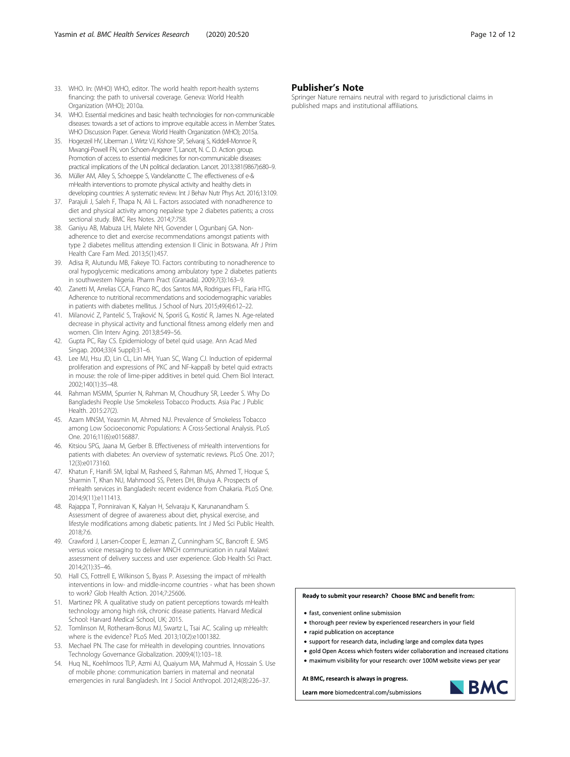33. WHO. In: (WHO) WHO, editor. The world health report-health systems financing: the path to universal coverage. Geneva: World Health Organization (WHO); 2010a.
34. WHO. Essential medicines and basic health technologies for non-communicable diseases: towards a set of actions to improve equitable access in Member States. WHO Discussion Paper. Geneva: World Health Organization (WHO); 2015a.
35. Hogerzeil HV, Liberman J, Wirtz VJ, Kishore SP, Selvaraj S, Kiddell-Monroe R, Mwangi-Powell FN, von Schoen-Angerer T, Lancet, N. C. D. Action group. Promotion of access to essential medicines for non-communicable diseases: practical implications of the UN political declaration. Lancet. 2013;381(9867):680–9.
36. Müller AM, Alley S, Schoeppe S, Vandelanotte C. The effectiveness of e-& mHealth interventions to promote physical activity and healthy diets in developing countries: A systematic review. Int J Behav Nutr Phys Act. 2016;13:109.
37. Parajuli J, Saleh F, Thapa N, Ali L. Factors associated with nonadherence to diet and physical activity among nepalese type 2 diabetes patients; a cross sectional study. BMC Res Notes. 2014;7:758.
38. Ganiyu AB, Mabuza LH, Malete NH, Govender I, Ogunbanj GA. Non-adherence to diet and exercise recommendations amongst patients with type 2 diabetes mellitus attending extension II Clinic in Botswana. Afr J Prim Health Care Fam Med. 2013;5(1):457.
39. Adisa R, Alutundu MB, Fakeye TO. Factors contributing to nonadherence to oral hypoglycemic medications among ambulatory type 2 diabetes patients in southwestern Nigeria. Pharm Pract (Granada). 2009;7(3):163–9.
40. Zanetti M, Arrelias CCA, Franco RC, dos Santos MA, Rodrigues FFL, Faria HTG. Adherence to nutritional recommendations and sociodemographic variables in patients with diabetes mellitus. J School of Nurs. 2015;49(4):612–22.
41. Milanović Z, Pantelić S, Trajković N, Sporiš G, Kostić R, James N. Age-related decrease in physical activity and functional fitness among elderly men and women. Clin Interv Aging. 2013;8:549–56.
42. Gupta PC, Ray CS. Epidemiology of betel quid usage. Ann Acad Med Singap. 2004;33(4 Suppl):31–6.
43. Lee MJ, Hsu JD, Lin CL, Lin MH, Yuan SC, Wang CJ. Induction of epidermal proliferation and expressions of PKC and NF-kappaB by betel quid extracts in mouse: the role of lime-piper additives in betel quid. Chem Biol Interact. 2002;140(1):35–48.
44. Rahman MSMM, Spurrier N, Rahman M, Choudhury SR, Leeder S. Why Do Bangladeshi People Use Smokeless Tobacco Products. Asia Pac J Public Health. 2015:27(2).
45. Azam MNSM, Yeasmin M, Ahmed NU. Prevalence of Smokeless Tobacco among Low Socioeconomic Populations: A Cross-Sectional Analysis. PLoS One. 2016;11(6):e0156887.
46. Kitsiou SPG, Jaana M, Gerber B. Effectiveness of mHealth interventions for patients with diabetes: An overview of systematic reviews. PLoS One. 2017; 12(3):e0173160.
47. Khatun F, Hanifi SM, Iqbal M, Rasheed S, Rahman MS, Ahmed T, Hoque S, Sharmin T, Khan NU, Mahmood SS, Peters DH, Bhuiya A. Prospects of mHealth services in Bangladesh: recent evidence from Chakaria. PLoS One. 2014;9(11):e111413.
48. Rajappa T, Ponniraivan K, Kalyan H, Selvaraju K, Karunanandham S. Assessment of degree of awareness about diet, physical exercise, and lifestyle modifications among diabetic patients. Int J Med Sci Public Health. 2018;7:6.
49. Crawford J, Larsen-Cooper E, Jezman Z, Cunningham SC, Bancroft E. SMS versus voice messaging to deliver MNCH communication in rural Malawi: assessment of delivery success and user experience. Glob Health Sci Pract. 2014;2(1):35–46.
50. Hall CS, Fottrell E, Wilkinson S, Byass P. Assessing the impact of mHealth interventions in low- and middle-income countries - what has been shown to work? Glob Health Action. 2014;7:25606.
51. Martinez PR. A qualitative study on patient perceptions towards mHealth technology among high risk, chronic disease patients. Harvard Medical School: Harvard Medical School, UK; 2015.
52. Tomlinson M, Rotheram-Borus MJ, Swartz L, Tsai AC. Scaling up mHealth: where is the evidence? PLoS Med. 2013;10(2):e1001382.
53. Mechael PN. The case for mHealth in developing countries. Innovations Technology Governance Globalization. 2009;4(1):103–18.
54. Huq NL, Koehlmoos TLP, Azmi AJ, Quaiyum MA, Mahmud A, Hossain S. Use of mobile phone: communication barriers in maternal and neonatal emergencies in rural Bangladesh. Int J Sociol Anthropol. 2012;4(8):226–37.

## Publisher's Note

Springer Nature remains neutral with regard to jurisdictional claims in published maps and institutional affiliations.

**Ready to submit your research? Choose BMC and benefit from:**

- fast, convenient online submission
- thorough peer review by experienced researchers in your field
- rapid publication on acceptance
- support for research data, including large and complex data types
- gold Open Access which fosters wider collaboration and increased citations
- maximum visibility for your research: over 100M website views per year

**At BMC, research is always in progress.**

**Learn more** biomedcentral.com/submissions

BMC